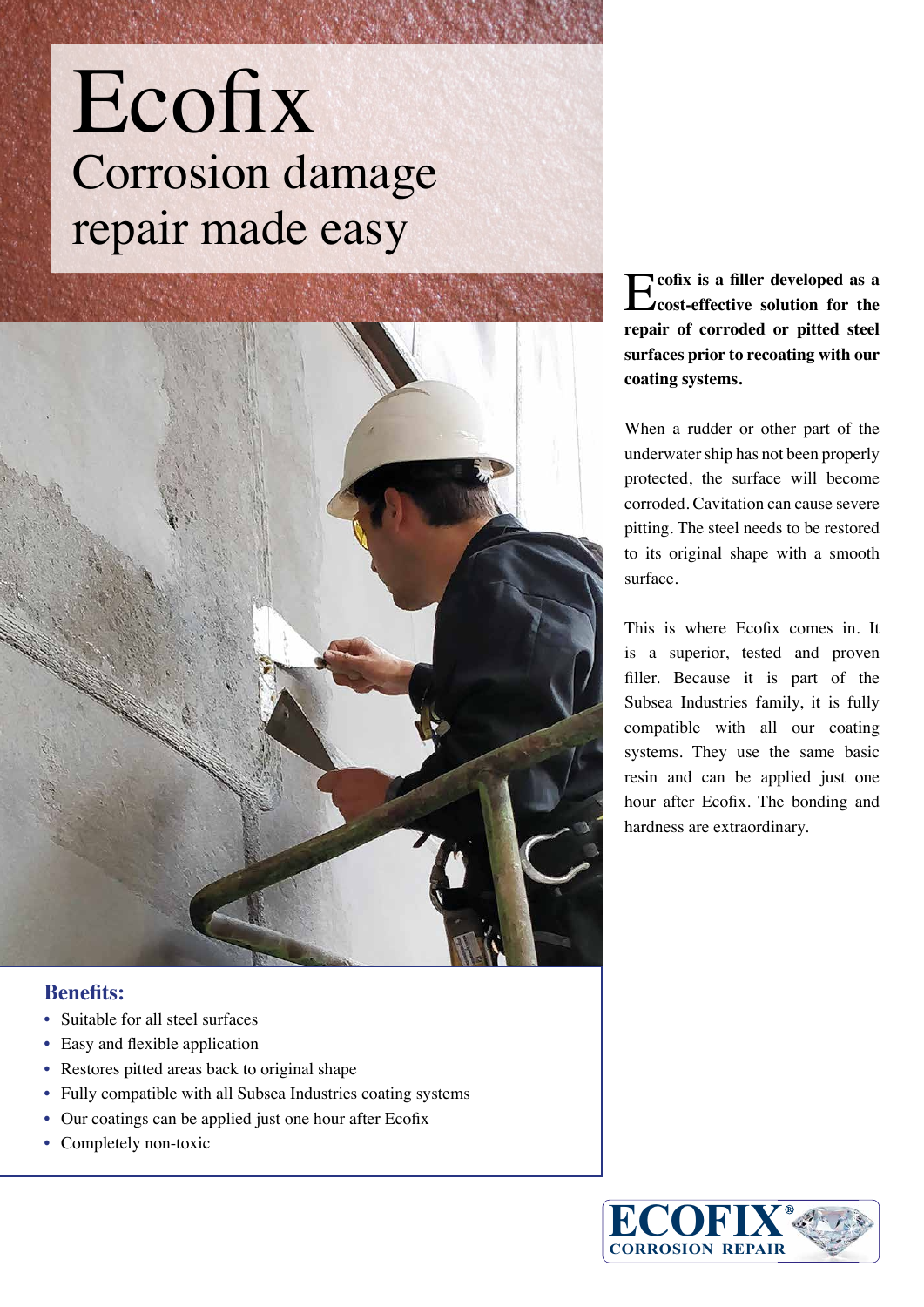# Ecofix

## Corrosion damage repair made easy

**Ecofix is a filler developed as a cost-effective solution for the repair of corroded or pitted steel surfaces prior to recoating with our coating systems.**

When a rudder or other part of the underwater ship has not been properly protected, the surface will become corroded. Cavitation can cause severe pitting. The steel needs to be restored to its original shape with a smooth surface.

This is where Ecofix comes in. It is a superior, tested and proven filler. Because it is part of the Subsea Industries family, it is fully compatible with all our coating systems. They use the same basic resin and can be applied just one hour after Ecofix. The bonding and hardness are extraordinary.

### Benefits:

- Suitable for all steel surfaces
- Easy and flexible application
- Restores pitted areas back to original shape
- Fully compatible with all Subsea Industries coating systems
- Our coatings can be applied just one hour after Ecofix
- Completely non-toxic

ECOFIX® CORROSION REPAIR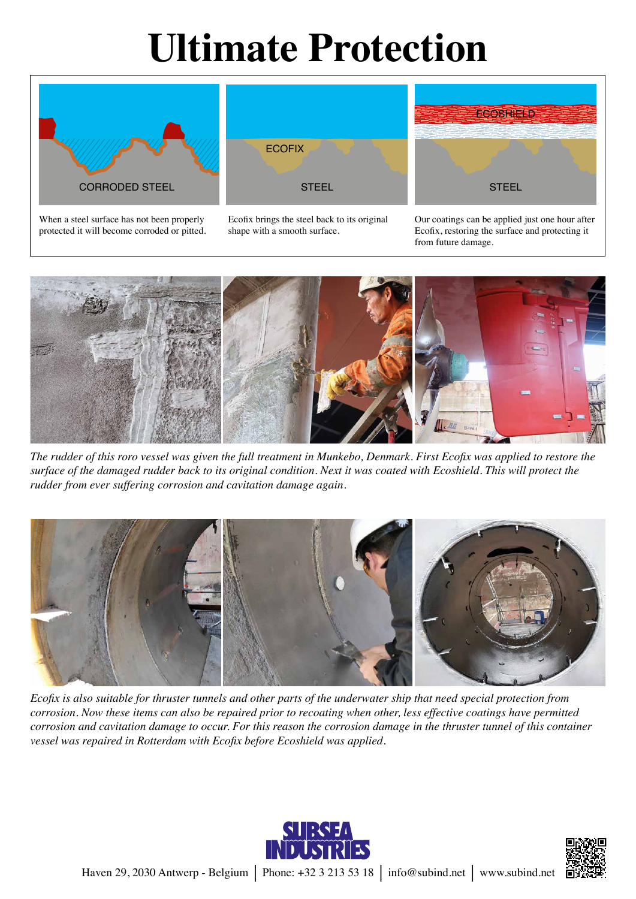# Ultimate Protection

CORRODED STEEL

When a steel surface has not been properly protected it will become corroded or pitted.

ECOFIX

STEEL

Ecofix brings the steel back to its original shape with a smooth surface.

ECOSHIELD

STEEL

Our coatings can be applied just one hour after Ecofix, restoring the surface and protecting it from future damage.

*The rudder of this roro vessel was given the full treatment in Munkebo, Denmark. First Ecofix was applied to restore the surface of the damaged rudder back to its original condition. Next it was coated with Ecoshield. This will protect the rudder from ever suffering corrosion and cavitation damage again.*

*Ecofix is also suitable for thruster tunnels and other parts of the underwater ship that need special protection from corrosion. Now these items can also be repaired prior to recoating when other, less effective coatings have permitted corrosion and cavitation damage to occur. For this reason the corrosion damage in the thruster tunnel of this container vessel was repaired in Rotterdam with Ecofix before Ecoshield was applied.*

SUBSEA INDUSTRIES

Haven 29, 2030 Antwerp - Belgium | Phone: +32 3 213 53 18 | info@subind.net | www.subind.net